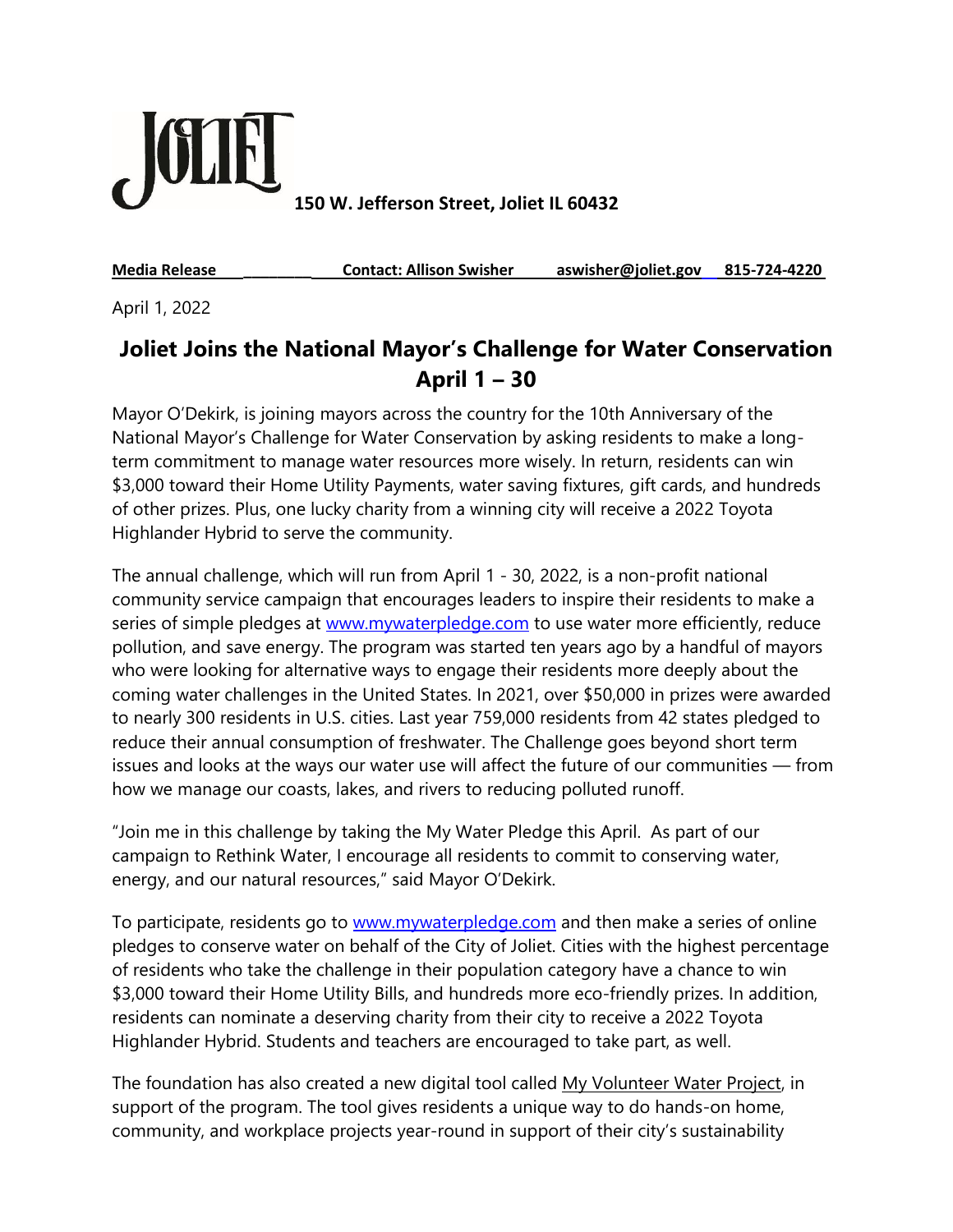JOLIET 150 W. Jefferson Street, Joliet IL 60432

**Media Release** **Contact: Allison Swisher** **aswisher@joliet.gov** **815-724-4220**

April 1, 2022

## Joliet Joins the National Mayor's Challenge for Water Conservation April 1 – 30

Mayor O'Dekirk, is joining mayors across the country for the 10th Anniversary of the National Mayor's Challenge for Water Conservation by asking residents to make a long-term commitment to manage water resources more wisely. In return, residents can win $3,000 toward their Home Utility Payments, water saving fixtures, gift cards, and hundreds of other prizes. Plus, one lucky charity from a winning city will receive a 2022 Toyota Highlander Hybrid to serve the community.

The annual challenge, which will run from April 1 - 30, 2022, is a non-profit national community service campaign that encourages leaders to inspire their residents to make a series of simple pledges at www.mywaterpledge.com to use water more efficiently, reduce pollution, and save energy. The program was started ten years ago by a handful of mayors who were looking for alternative ways to engage their residents more deeply about the coming water challenges in the United States. In 2021, over $50,000 in prizes were awarded to nearly 300 residents in U.S. cities. Last year 759,000 residents from 42 states pledged to reduce their annual consumption of freshwater. The Challenge goes beyond short term issues and looks at the ways our water use will affect the future of our communities — from how we manage our coasts, lakes, and rivers to reducing polluted runoff.

"Join me in this challenge by taking the My Water Pledge this April. As part of our campaign to Rethink Water, I encourage all residents to commit to conserving water, energy, and our natural resources," said Mayor O'Dekirk.

To participate, residents go to www.mywaterpledge.com and then make a series of online pledges to conserve water on behalf of the City of Joliet. Cities with the highest percentage of residents who take the challenge in their population category have a chance to win $3,000 toward their Home Utility Bills, and hundreds more eco-friendly prizes. In addition, residents can nominate a deserving charity from their city to receive a 2022 Toyota Highlander Hybrid. Students and teachers are encouraged to take part, as well.

The foundation has also created a new digital tool called My Volunteer Water Project, in support of the program. The tool gives residents a unique way to do hands-on home, community, and workplace projects year-round in support of their city's sustainability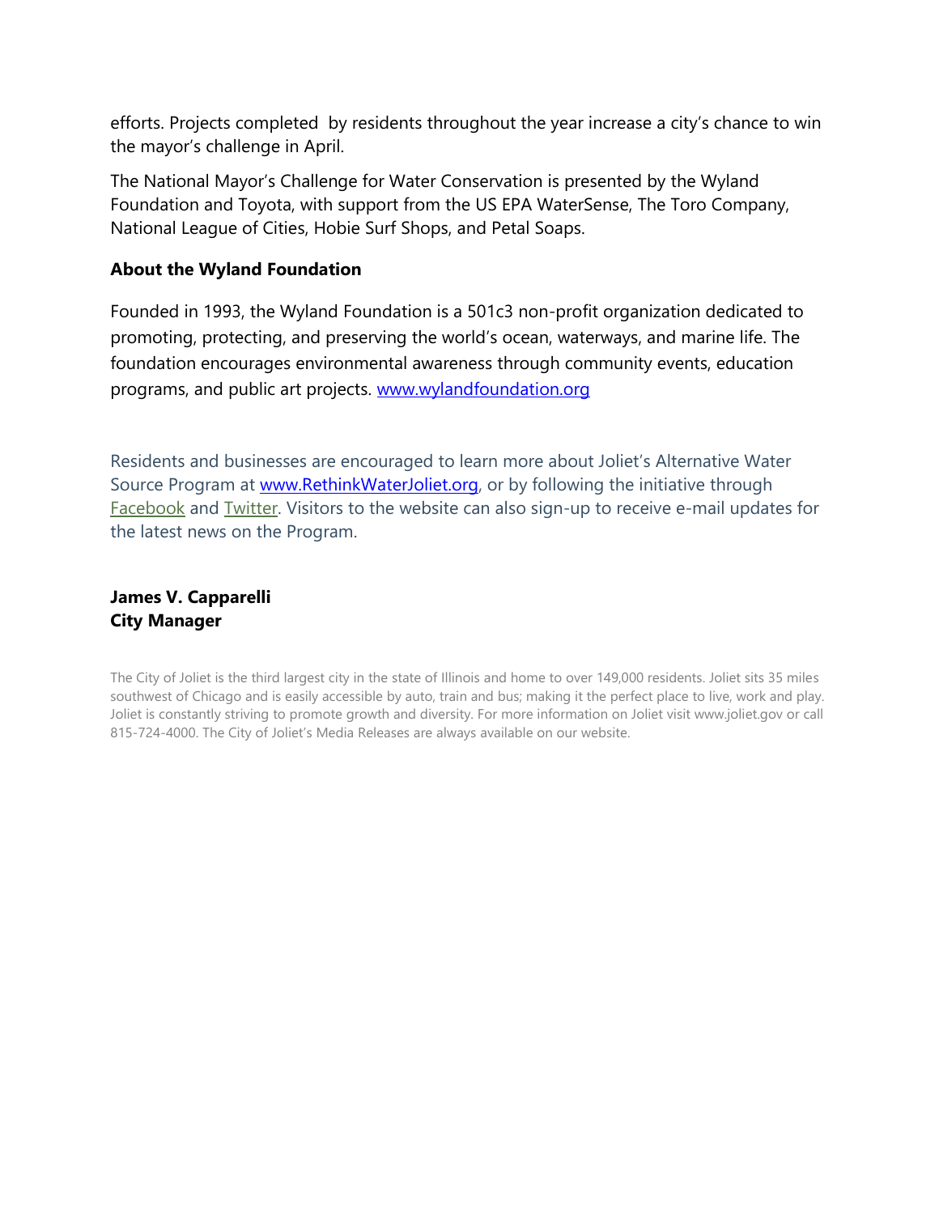efforts. Projects completed by residents throughout the year increase a city's chance to win the mayor's challenge in April.

The National Mayor's Challenge for Water Conservation is presented by the Wyland Foundation and Toyota, with support from the US EPA WaterSense, The Toro Company, National League of Cities, Hobie Surf Shops, and Petal Soaps.

**About the Wyland Foundation**

Founded in 1993, the Wyland Foundation is a 501c3 non-profit organization dedicated to promoting, protecting, and preserving the world's ocean, waterways, and marine life. The foundation encourages environmental awareness through community events, education programs, and public art projects. www.wylandfoundation.org

Residents and businesses are encouraged to learn more about Joliet's Alternative Water Source Program at www.RethinkWaterJoliet.org, or by following the initiative through Facebook and Twitter. Visitors to the website can also sign-up to receive e-mail updates for the latest news on the Program.

**James V. Capparelli**
**City Manager**

The City of Joliet is the third largest city in the state of Illinois and home to over 149,000 residents. Joliet sits 35 miles southwest of Chicago and is easily accessible by auto, train and bus; making it the perfect place to live, work and play. Joliet is constantly striving to promote growth and diversity. For more information on Joliet visit www.joliet.gov or call 815-724-4000. The City of Joliet's Media Releases are always available on our website.